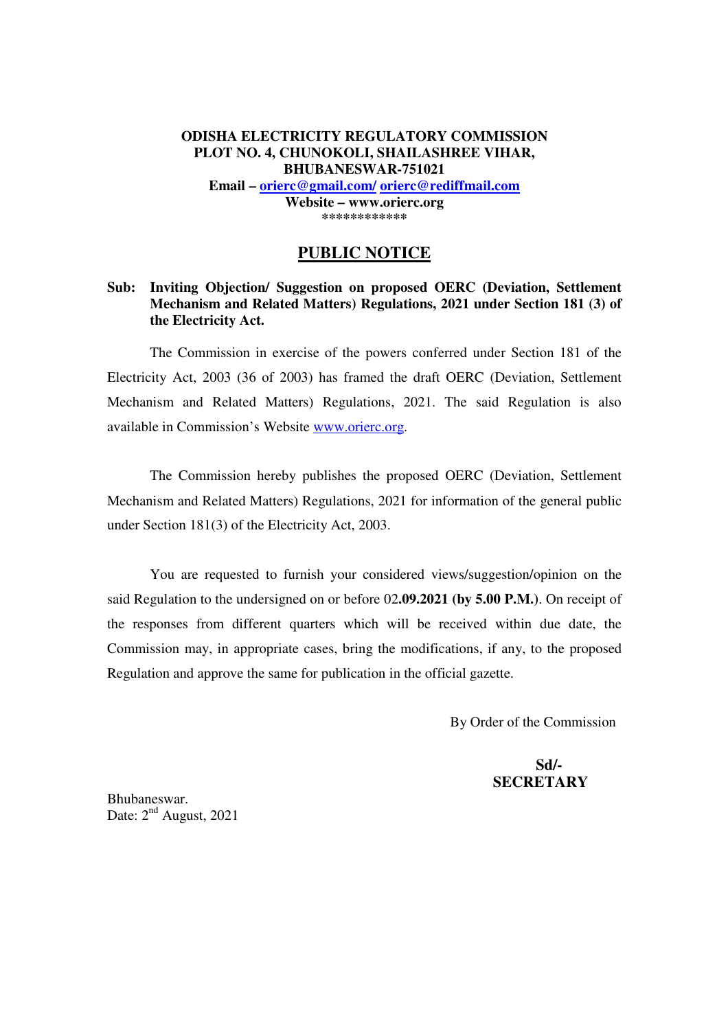**ODISHA ELECTRICITY REGULATORY COMMISSION**
**PLOT NO. 4, CHUNOKOLI, SHAILASHREE VIHAR,**
**BHUBANESWAR-751021**
**Email – orierc@gmail.com/ orierc@rediffmail.com**
**Website – www.orierc.org**
**\*\*\*\*\*\*\*\*\*\*\*\***

# PUBLIC NOTICE

**Sub: Inviting Objection/ Suggestion on proposed OERC (Deviation, Settlement Mechanism and Related Matters) Regulations, 2021 under Section 181 (3) of the Electricity Act.**

The Commission in exercise of the powers conferred under Section 181 of the Electricity Act, 2003 (36 of 2003) has framed the draft OERC (Deviation, Settlement Mechanism and Related Matters) Regulations, 2021. The said Regulation is also available in Commission's Website www.orierc.org.

The Commission hereby publishes the proposed OERC (Deviation, Settlement Mechanism and Related Matters) Regulations, 2021 for information of the general public under Section 181(3) of the Electricity Act, 2003.

You are requested to furnish your considered views/suggestion/opinion on the said Regulation to the undersigned on or before 02**.09.2021 (by 5.00 P.M.)**. On receipt of the responses from different quarters which will be received within due date, the Commission may, in appropriate cases, bring the modifications, if any, to the proposed Regulation and approve the same for publication in the official gazette.

By Order of the Commission

**Sd/-**
**SECRETARY**

Bhubaneswar.
Date: 2nd August, 2021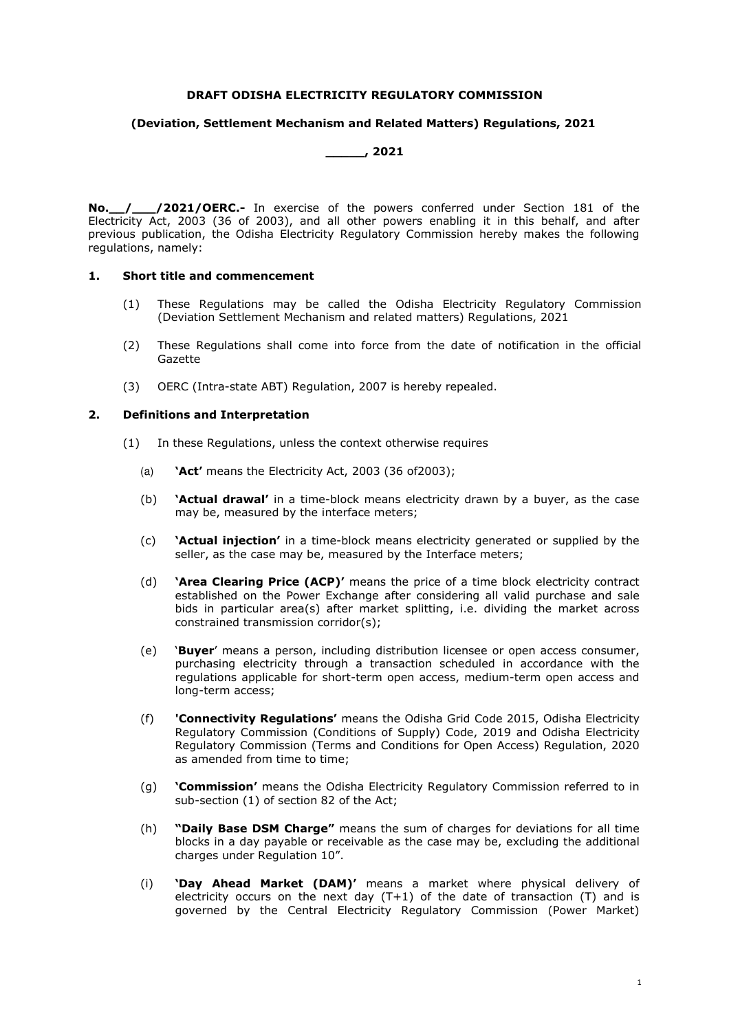**DRAFT ODISHA ELECTRICITY REGULATORY COMMISSION**

**(Deviation, Settlement Mechanism and Related Matters) Regulations, 2021**

**_____, 2021**

**No.__/___/2021/OERC.-** In exercise of the powers conferred under Section 181 of the Electricity Act, 2003 (36 of 2003), and all other powers enabling it in this behalf, and after previous publication, the Odisha Electricity Regulatory Commission hereby makes the following regulations, namely:

**1. Short title and commencement**

(1) These Regulations may be called the Odisha Electricity Regulatory Commission (Deviation Settlement Mechanism and related matters) Regulations, 2021

(2) These Regulations shall come into force from the date of notification in the official Gazette

(3) OERC (Intra-state ABT) Regulation, 2007 is hereby repealed.

**2. Definitions and Interpretation**

(1) In these Regulations, unless the context otherwise requires

(a) **'Act'** means the Electricity Act, 2003 (36 of2003);

(b) **'Actual drawal'** in a time-block means electricity drawn by a buyer, as the case may be, measured by the interface meters;

(c) **'Actual injection'** in a time-block means electricity generated or supplied by the seller, as the case may be, measured by the Interface meters;

(d) **'Area Clearing Price (ACP)'** means the price of a time block electricity contract established on the Power Exchange after considering all valid purchase and sale bids in particular area(s) after market splitting, i.e. dividing the market across constrained transmission corridor(s);

(e) '**Buyer**' means a person, including distribution licensee or open access consumer, purchasing electricity through a transaction scheduled in accordance with the regulations applicable for short-term open access, medium-term open access and long-term access;

(f) **'Connectivity Regulations'** means the Odisha Grid Code 2015, Odisha Electricity Regulatory Commission (Conditions of Supply) Code, 2019 and Odisha Electricity Regulatory Commission (Terms and Conditions for Open Access) Regulation, 2020 as amended from time to time;

(g) **'Commission'** means the Odisha Electricity Regulatory Commission referred to in sub-section (1) of section 82 of the Act;

(h) **"Daily Base DSM Charge"** means the sum of charges for deviations for all time blocks in a day payable or receivable as the case may be, excluding the additional charges under Regulation 10".

(i) **'Day Ahead Market (DAM)'** means a market where physical delivery of electricity occurs on the next day (T+1) of the date of transaction (T) and is governed by the Central Electricity Regulatory Commission (Power Market)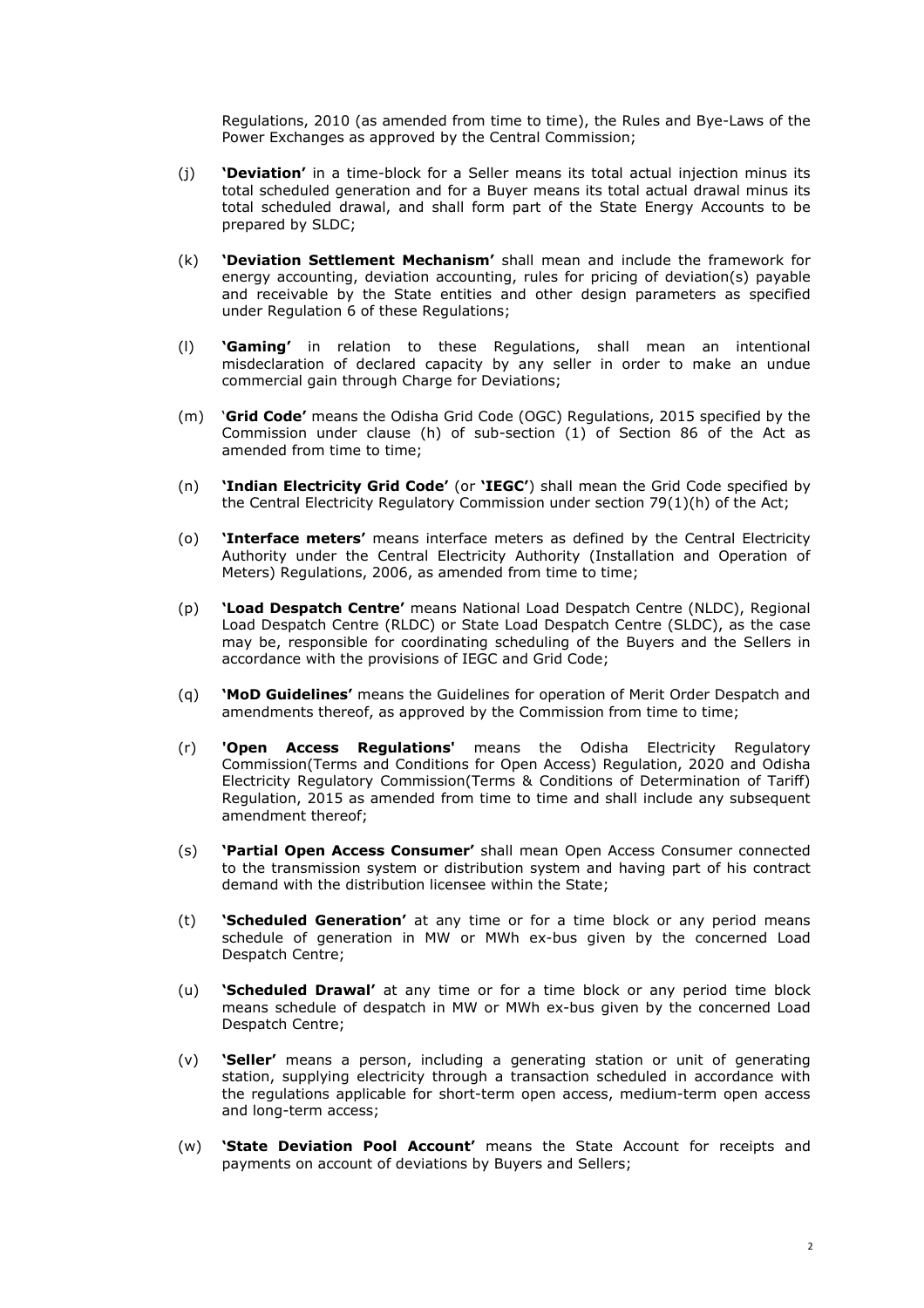Regulations, 2010 (as amended from time to time), the Rules and Bye-Laws of the Power Exchanges as approved by the Central Commission;

(j) **'Deviation'** in a time-block for a Seller means its total actual injection minus its total scheduled generation and for a Buyer means its total actual drawal minus its total scheduled drawal, and shall form part of the State Energy Accounts to be prepared by SLDC;

(k) **'Deviation Settlement Mechanism'** shall mean and include the framework for energy accounting, deviation accounting, rules for pricing of deviation(s) payable and receivable by the State entities and other design parameters as specified under Regulation 6 of these Regulations;

(l) **'Gaming'** in relation to these Regulations, shall mean an intentional misdeclaration of declared capacity by any seller in order to make an undue commercial gain through Charge for Deviations;

(m) '**Grid Code'** means the Odisha Grid Code (OGC) Regulations, 2015 specified by the Commission under clause (h) of sub-section (1) of Section 86 of the Act as amended from time to time;

(n) **'Indian Electricity Grid Code'** (or **'IEGC'**) shall mean the Grid Code specified by the Central Electricity Regulatory Commission under section 79(1)(h) of the Act;

(o) **'Interface meters'** means interface meters as defined by the Central Electricity Authority under the Central Electricity Authority (Installation and Operation of Meters) Regulations, 2006, as amended from time to time;

(p) **'Load Despatch Centre'** means National Load Despatch Centre (NLDC), Regional Load Despatch Centre (RLDC) or State Load Despatch Centre (SLDC), as the case may be, responsible for coordinating scheduling of the Buyers and the Sellers in accordance with the provisions of IEGC and Grid Code;

(q) **'MoD Guidelines'** means the Guidelines for operation of Merit Order Despatch and amendments thereof, as approved by the Commission from time to time;

(r) **'Open Access Regulations'** means the Odisha Electricity Regulatory Commission(Terms and Conditions for Open Access) Regulation, 2020 and Odisha Electricity Regulatory Commission(Terms & Conditions of Determination of Tariff) Regulation, 2015 as amended from time to time and shall include any subsequent amendment thereof;

(s) **'Partial Open Access Consumer'** shall mean Open Access Consumer connected to the transmission system or distribution system and having part of his contract demand with the distribution licensee within the State;

(t) **'Scheduled Generation'** at any time or for a time block or any period means schedule of generation in MW or MWh ex-bus given by the concerned Load Despatch Centre;

(u) **'Scheduled Drawal'** at any time or for a time block or any period time block means schedule of despatch in MW or MWh ex-bus given by the concerned Load Despatch Centre;

(v) **'Seller'** means a person, including a generating station or unit of generating station, supplying electricity through a transaction scheduled in accordance with the regulations applicable for short-term open access, medium-term open access and long-term access;

(w) **'State Deviation Pool Account'** means the State Account for receipts and payments on account of deviations by Buyers and Sellers;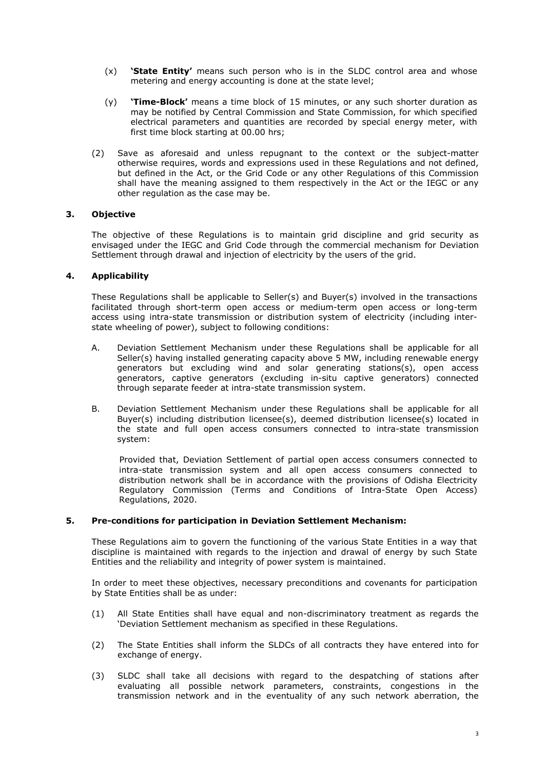(x) **'State Entity'** means such person who is in the SLDC control area and whose metering and energy accounting is done at the state level;

(y) **'Time-Block'** means a time block of 15 minutes, or any such shorter duration as may be notified by Central Commission and State Commission, for which specified electrical parameters and quantities are recorded by special energy meter, with first time block starting at 00.00 hrs;

(2) Save as aforesaid and unless repugnant to the context or the subject-matter otherwise requires, words and expressions used in these Regulations and not defined, but defined in the Act, or the Grid Code or any other Regulations of this Commission shall have the meaning assigned to them respectively in the Act or the IEGC or any other regulation as the case may be.

### 3. Objective

The objective of these Regulations is to maintain grid discipline and grid security as envisaged under the IEGC and Grid Code through the commercial mechanism for Deviation Settlement through drawal and injection of electricity by the users of the grid.

### 4. Applicability

These Regulations shall be applicable to Seller(s) and Buyer(s) involved in the transactions facilitated through short-term open access or medium-term open access or long-term access using intra-state transmission or distribution system of electricity (including inter-state wheeling of power), subject to following conditions:

A. Deviation Settlement Mechanism under these Regulations shall be applicable for all Seller(s) having installed generating capacity above 5 MW, including renewable energy generators but excluding wind and solar generating stations(s), open access generators, captive generators (excluding in-situ captive generators) connected through separate feeder at intra-state transmission system.

B. Deviation Settlement Mechanism under these Regulations shall be applicable for all Buyer(s) including distribution licensee(s), deemed distribution licensee(s) located in the state and full open access consumers connected to intra-state transmission system:

Provided that, Deviation Settlement of partial open access consumers connected to intra-state transmission system and all open access consumers connected to distribution network shall be in accordance with the provisions of Odisha Electricity Regulatory Commission (Terms and Conditions of Intra-State Open Access) Regulations, 2020.

### 5. Pre-conditions for participation in Deviation Settlement Mechanism:

These Regulations aim to govern the functioning of the various State Entities in a way that discipline is maintained with regards to the injection and drawal of energy by such State Entities and the reliability and integrity of power system is maintained.

In order to meet these objectives, necessary preconditions and covenants for participation by State Entities shall be as under:

(1) All State Entities shall have equal and non-discriminatory treatment as regards the 'Deviation Settlement mechanism as specified in these Regulations.

(2) The State Entities shall inform the SLDCs of all contracts they have entered into for exchange of energy.

(3) SLDC shall take all decisions with regard to the despatching of stations after evaluating all possible network parameters, constraints, congestions in the transmission network and in the eventuality of any such network aberration, the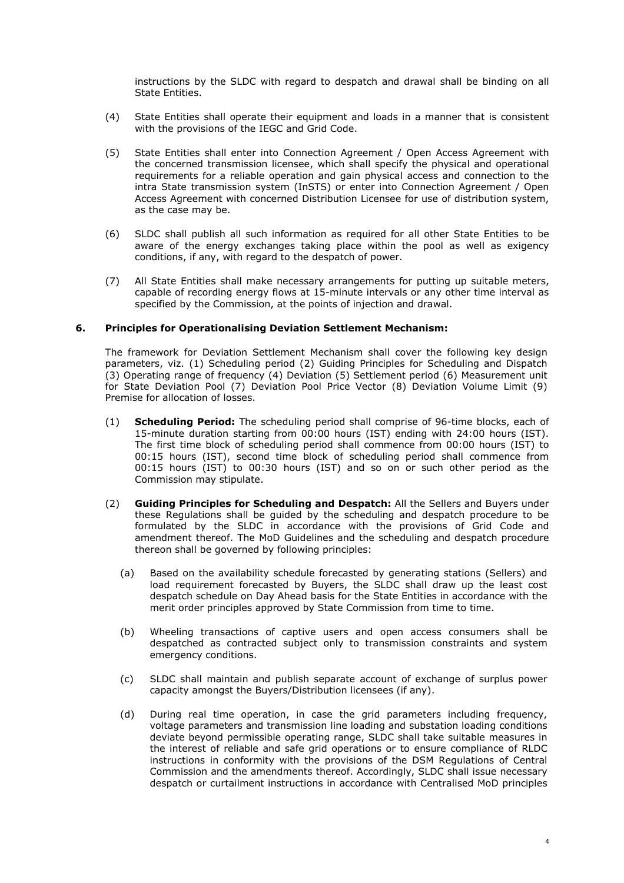instructions by the SLDC with regard to despatch and drawal shall be binding on all State Entities.

(4) State Entities shall operate their equipment and loads in a manner that is consistent with the provisions of the IEGC and Grid Code.

(5) State Entities shall enter into Connection Agreement / Open Access Agreement with the concerned transmission licensee, which shall specify the physical and operational requirements for a reliable operation and gain physical access and connection to the intra State transmission system (InSTS) or enter into Connection Agreement / Open Access Agreement with concerned Distribution Licensee for use of distribution system, as the case may be.

(6) SLDC shall publish all such information as required for all other State Entities to be aware of the energy exchanges taking place within the pool as well as exigency conditions, if any, with regard to the despatch of power.

(7) All State Entities shall make necessary arrangements for putting up suitable meters, capable of recording energy flows at 15-minute intervals or any other time interval as specified by the Commission, at the points of injection and drawal.

**6. Principles for Operationalising Deviation Settlement Mechanism:**

The framework for Deviation Settlement Mechanism shall cover the following key design parameters, viz. (1) Scheduling period (2) Guiding Principles for Scheduling and Dispatch (3) Operating range of frequency (4) Deviation (5) Settlement period (6) Measurement unit for State Deviation Pool (7) Deviation Pool Price Vector (8) Deviation Volume Limit (9) Premise for allocation of losses.

(1) **Scheduling Period:** The scheduling period shall comprise of 96-time blocks, each of 15-minute duration starting from 00:00 hours (IST) ending with 24:00 hours (IST). The first time block of scheduling period shall commence from 00:00 hours (IST) to 00:15 hours (IST), second time block of scheduling period shall commence from 00:15 hours (IST) to 00:30 hours (IST) and so on or such other period as the Commission may stipulate.

(2) **Guiding Principles for Scheduling and Despatch:** All the Sellers and Buyers under these Regulations shall be guided by the scheduling and despatch procedure to be formulated by the SLDC in accordance with the provisions of Grid Code and amendment thereof. The MoD Guidelines and the scheduling and despatch procedure thereon shall be governed by following principles:

(a) Based on the availability schedule forecasted by generating stations (Sellers) and load requirement forecasted by Buyers, the SLDC shall draw up the least cost despatch schedule on Day Ahead basis for the State Entities in accordance with the merit order principles approved by State Commission from time to time.

(b) Wheeling transactions of captive users and open access consumers shall be despatched as contracted subject only to transmission constraints and system emergency conditions.

(c) SLDC shall maintain and publish separate account of exchange of surplus power capacity amongst the Buyers/Distribution licensees (if any).

(d) During real time operation, in case the grid parameters including frequency, voltage parameters and transmission line loading and substation loading conditions deviate beyond permissible operating range, SLDC shall take suitable measures in the interest of reliable and safe grid operations or to ensure compliance of RLDC instructions in conformity with the provisions of the DSM Regulations of Central Commission and the amendments thereof. Accordingly, SLDC shall issue necessary despatch or curtailment instructions in accordance with Centralised MoD principles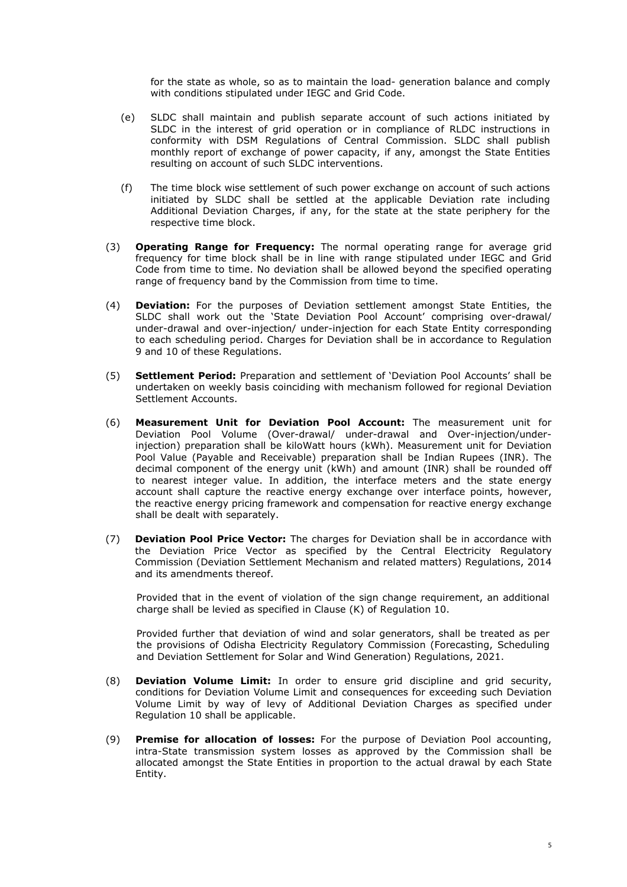for the state as whole, so as to maintain the load- generation balance and comply with conditions stipulated under IEGC and Grid Code.

(e) SLDC shall maintain and publish separate account of such actions initiated by SLDC in the interest of grid operation or in compliance of RLDC instructions in conformity with DSM Regulations of Central Commission. SLDC shall publish monthly report of exchange of power capacity, if any, amongst the State Entities resulting on account of such SLDC interventions.

(f) The time block wise settlement of such power exchange on account of such actions initiated by SLDC shall be settled at the applicable Deviation rate including Additional Deviation Charges, if any, for the state at the state periphery for the respective time block.

(3) **Operating Range for Frequency:** The normal operating range for average grid frequency for time block shall be in line with range stipulated under IEGC and Grid Code from time to time. No deviation shall be allowed beyond the specified operating range of frequency band by the Commission from time to time.

(4) **Deviation:** For the purposes of Deviation settlement amongst State Entities, the SLDC shall work out the 'State Deviation Pool Account' comprising over-drawal/ under-drawal and over-injection/ under-injection for each State Entity corresponding to each scheduling period. Charges for Deviation shall be in accordance to Regulation 9 and 10 of these Regulations.

(5) **Settlement Period:** Preparation and settlement of 'Deviation Pool Accounts' shall be undertaken on weekly basis coinciding with mechanism followed for regional Deviation Settlement Accounts.

(6) **Measurement Unit for Deviation Pool Account:** The measurement unit for Deviation Pool Volume (Over-drawal/ under-drawal and Over-injection/under-injection) preparation shall be kiloWatt hours (kWh). Measurement unit for Deviation Pool Value (Payable and Receivable) preparation shall be Indian Rupees (INR). The decimal component of the energy unit (kWh) and amount (INR) shall be rounded off to nearest integer value. In addition, the interface meters and the state energy account shall capture the reactive energy exchange over interface points, however, the reactive energy pricing framework and compensation for reactive energy exchange shall be dealt with separately.

(7) **Deviation Pool Price Vector:** The charges for Deviation shall be in accordance with the Deviation Price Vector as specified by the Central Electricity Regulatory Commission (Deviation Settlement Mechanism and related matters) Regulations, 2014 and its amendments thereof.

Provided that in the event of violation of the sign change requirement, an additional charge shall be levied as specified in Clause (K) of Regulation 10.

Provided further that deviation of wind and solar generators, shall be treated as per the provisions of Odisha Electricity Regulatory Commission (Forecasting, Scheduling and Deviation Settlement for Solar and Wind Generation) Regulations, 2021.

(8) **Deviation Volume Limit:** In order to ensure grid discipline and grid security, conditions for Deviation Volume Limit and consequences for exceeding such Deviation Volume Limit by way of levy of Additional Deviation Charges as specified under Regulation 10 shall be applicable.

(9) **Premise for allocation of losses:** For the purpose of Deviation Pool accounting, intra-State transmission system losses as approved by the Commission shall be allocated amongst the State Entities in proportion to the actual drawal by each State Entity.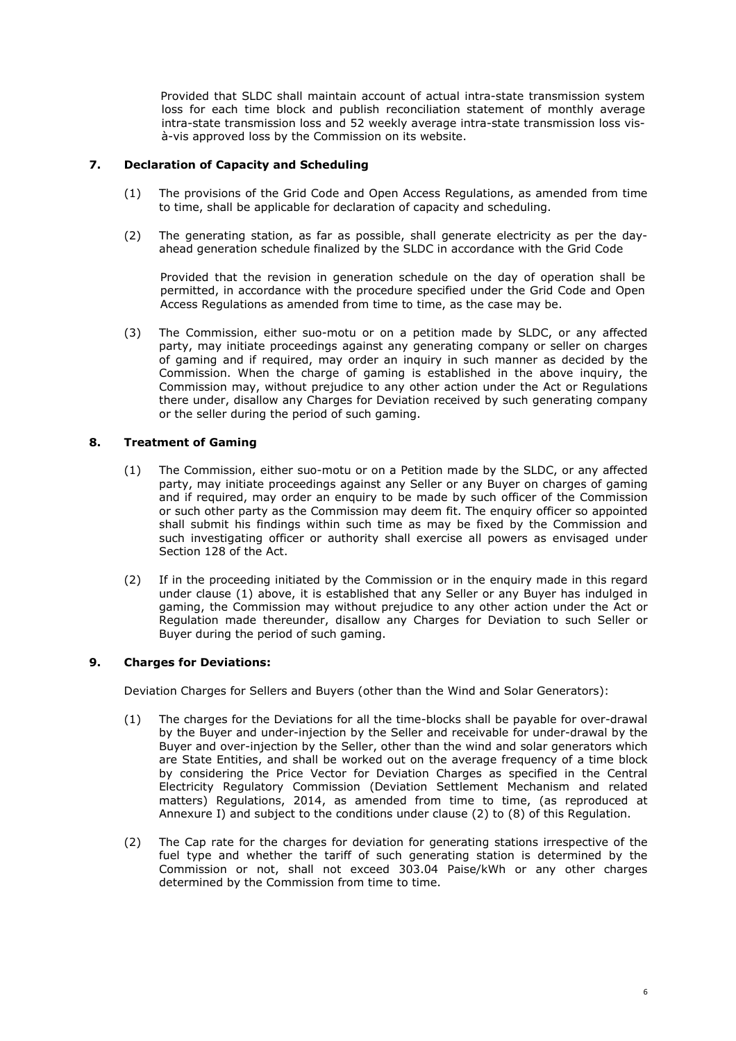Provided that SLDC shall maintain account of actual intra-state transmission system loss for each time block and publish reconciliation statement of monthly average intra-state transmission loss and 52 weekly average intra-state transmission loss vis-à-vis approved loss by the Commission on its website.

## 7. Declaration of Capacity and Scheduling

(1) The provisions of the Grid Code and Open Access Regulations, as amended from time to time, shall be applicable for declaration of capacity and scheduling.

(2) The generating station, as far as possible, shall generate electricity as per the day-ahead generation schedule finalized by the SLDC in accordance with the Grid Code

Provided that the revision in generation schedule on the day of operation shall be permitted, in accordance with the procedure specified under the Grid Code and Open Access Regulations as amended from time to time, as the case may be.

(3) The Commission, either suo-motu or on a petition made by SLDC, or any affected party, may initiate proceedings against any generating company or seller on charges of gaming and if required, may order an inquiry in such manner as decided by the Commission. When the charge of gaming is established in the above inquiry, the Commission may, without prejudice to any other action under the Act or Regulations there under, disallow any Charges for Deviation received by such generating company or the seller during the period of such gaming.

## 8. Treatment of Gaming

(1) The Commission, either suo-motu or on a Petition made by the SLDC, or any affected party, may initiate proceedings against any Seller or any Buyer on charges of gaming and if required, may order an enquiry to be made by such officer of the Commission or such other party as the Commission may deem fit. The enquiry officer so appointed shall submit his findings within such time as may be fixed by the Commission and such investigating officer or authority shall exercise all powers as envisaged under Section 128 of the Act.

(2) If in the proceeding initiated by the Commission or in the enquiry made in this regard under clause (1) above, it is established that any Seller or any Buyer has indulged in gaming, the Commission may without prejudice to any other action under the Act or Regulation made thereunder, disallow any Charges for Deviation to such Seller or Buyer during the period of such gaming.

## 9. Charges for Deviations:

Deviation Charges for Sellers and Buyers (other than the Wind and Solar Generators):

(1) The charges for the Deviations for all the time-blocks shall be payable for over-drawal by the Buyer and under-injection by the Seller and receivable for under-drawal by the Buyer and over-injection by the Seller, other than the wind and solar generators which are State Entities, and shall be worked out on the average frequency of a time block by considering the Price Vector for Deviation Charges as specified in the Central Electricity Regulatory Commission (Deviation Settlement Mechanism and related matters) Regulations, 2014, as amended from time to time, (as reproduced at Annexure I) and subject to the conditions under clause (2) to (8) of this Regulation.

(2) The Cap rate for the charges for deviation for generating stations irrespective of the fuel type and whether the tariff of such generating station is determined by the Commission or not, shall not exceed 303.04 Paise/kWh or any other charges determined by the Commission from time to time.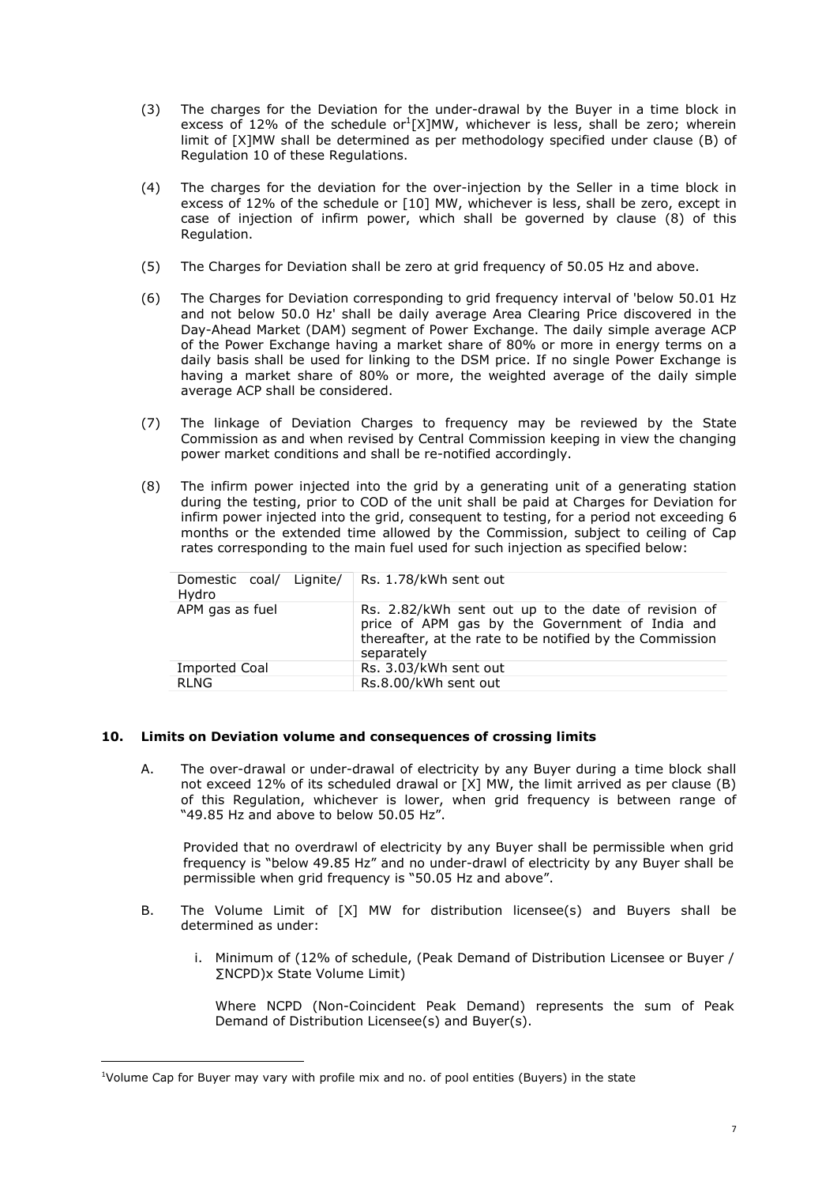(3) The charges for the Deviation for the under-drawal by the Buyer in a time block in excess of 12% of the schedule or[1][X]MW, whichever is less, shall be zero; wherein limit of [X]MW shall be determined as per methodology specified under clause (B) of Regulation 10 of these Regulations.

(4) The charges for the deviation for the over-injection by the Seller in a time block in excess of 12% of the schedule or [10] MW, whichever is less, shall be zero, except in case of injection of infirm power, which shall be governed by clause (8) of this Regulation.

(5) The Charges for Deviation shall be zero at grid frequency of 50.05 Hz and above.

(6) The Charges for Deviation corresponding to grid frequency interval of 'below 50.01 Hz and not below 50.0 Hz' shall be daily average Area Clearing Price discovered in the Day-Ahead Market (DAM) segment of Power Exchange. The daily simple average ACP of the Power Exchange having a market share of 80% or more in energy terms on a daily basis shall be used for linking to the DSM price. If no single Power Exchange is having a market share of 80% or more, the weighted average of the daily simple average ACP shall be considered.

(7) The linkage of Deviation Charges to frequency may be reviewed by the State Commission as and when revised by Central Commission keeping in view the changing power market conditions and shall be re-notified accordingly.

(8) The infirm power injected into the grid by a generating unit of a generating station during the testing, prior to COD of the unit shall be paid at Charges for Deviation for infirm power injected into the grid, consequent to testing, for a period not exceeding 6 months or the extended time allowed by the Commission, subject to ceiling of Cap rates corresponding to the main fuel used for such injection as specified below:

| | |
|---|---|
| Domestic coal/ Lignite/ Hydro | Rs. 1.78/kWh sent out |
| APM gas as fuel | Rs. 2.82/kWh sent out up to the date of revision of price of APM gas by the Government of India and thereafter, at the rate to be notified by the Commission separately |
| Imported Coal | Rs. 3.03/kWh sent out |
| RLNG | Rs.8.00/kWh sent out |

**10. Limits on Deviation volume and consequences of crossing limits**

A. The over-drawal or under-drawal of electricity by any Buyer during a time block shall not exceed 12% of its scheduled drawal or [X] MW, the limit arrived as per clause (B) of this Regulation, whichever is lower, when grid frequency is between range of "49.85 Hz and above to below 50.05 Hz".

Provided that no overdrawl of electricity by any Buyer shall be permissible when grid frequency is "below 49.85 Hz" and no under-drawl of electricity by any Buyer shall be permissible when grid frequency is "50.05 Hz and above".

B. The Volume Limit of [X] MW for distribution licensee(s) and Buyers shall be determined as under:

i. Minimum of (12% of schedule, (Peak Demand of Distribution Licensee or Buyer / ∑NCPD)x State Volume Limit)

Where NCPD (Non-Coincident Peak Demand) represents the sum of Peak Demand of Distribution Licensee(s) and Buyer(s).

[1]Volume Cap for Buyer may vary with profile mix and no. of pool entities (Buyers) in the state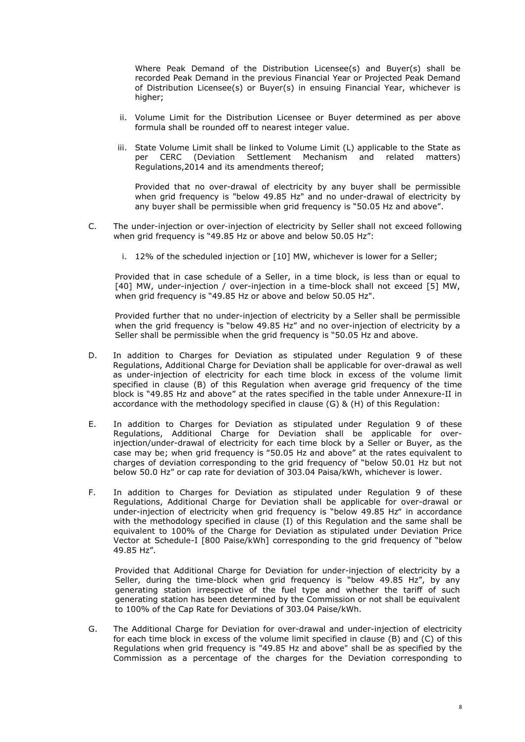Where Peak Demand of the Distribution Licensee(s) and Buyer(s) shall be recorded Peak Demand in the previous Financial Year or Projected Peak Demand of Distribution Licensee(s) or Buyer(s) in ensuing Financial Year, whichever is higher;

ii. Volume Limit for the Distribution Licensee or Buyer determined as per above formula shall be rounded off to nearest integer value.

iii. State Volume Limit shall be linked to Volume Limit (L) applicable to the State as per CERC (Deviation Settlement Mechanism and related matters) Regulations,2014 and its amendments thereof;

Provided that no over-drawal of electricity by any buyer shall be permissible when grid frequency is "below 49.85 Hz" and no under-drawal of electricity by any buyer shall be permissible when grid frequency is "50.05 Hz and above".

C. The under-injection or over-injection of electricity by Seller shall not exceed following when grid frequency is "49.85 Hz or above and below 50.05 Hz":

i. 12% of the scheduled injection or [10] MW, whichever is lower for a Seller;

Provided that in case schedule of a Seller, in a time block, is less than or equal to [40] MW, under-injection / over-injection in a time-block shall not exceed [5] MW, when grid frequency is "49.85 Hz or above and below 50.05 Hz".

Provided further that no under-injection of electricity by a Seller shall be permissible when the grid frequency is "below 49.85 Hz" and no over-injection of electricity by a Seller shall be permissible when the grid frequency is "50.05 Hz and above.

D. In addition to Charges for Deviation as stipulated under Regulation 9 of these Regulations, Additional Charge for Deviation shall be applicable for over-drawal as well as under-injection of electricity for each time block in excess of the volume limit specified in clause (B) of this Regulation when average grid frequency of the time block is "49.85 Hz and above" at the rates specified in the table under Annexure-II in accordance with the methodology specified in clause (G) & (H) of this Regulation:

E. In addition to Charges for Deviation as stipulated under Regulation 9 of these Regulations, Additional Charge for Deviation shall be applicable for over-injection/under-drawal of electricity for each time block by a Seller or Buyer, as the case may be; when grid frequency is "50.05 Hz and above" at the rates equivalent to charges of deviation corresponding to the grid frequency of "below 50.01 Hz but not below 50.0 Hz" or cap rate for deviation of 303.04 Paisa/kWh, whichever is lower.

F. In addition to Charges for Deviation as stipulated under Regulation 9 of these Regulations, Additional Charge for Deviation shall be applicable for over-drawal or under-injection of electricity when grid frequency is "below 49.85 Hz" in accordance with the methodology specified in clause (I) of this Regulation and the same shall be equivalent to 100% of the Charge for Deviation as stipulated under Deviation Price Vector at Schedule-I [800 Paise/kWh] corresponding to the grid frequency of "below 49.85 Hz".

Provided that Additional Charge for Deviation for under-injection of electricity by a Seller, during the time-block when grid frequency is "below 49.85 Hz", by any generating station irrespective of the fuel type and whether the tariff of such generating station has been determined by the Commission or not shall be equivalent to 100% of the Cap Rate for Deviations of 303.04 Paise/kWh.

G. The Additional Charge for Deviation for over-drawal and under-injection of electricity for each time block in excess of the volume limit specified in clause (B) and (C) of this Regulations when grid frequency is "49.85 Hz and above" shall be as specified by the Commission as a percentage of the charges for the Deviation corresponding to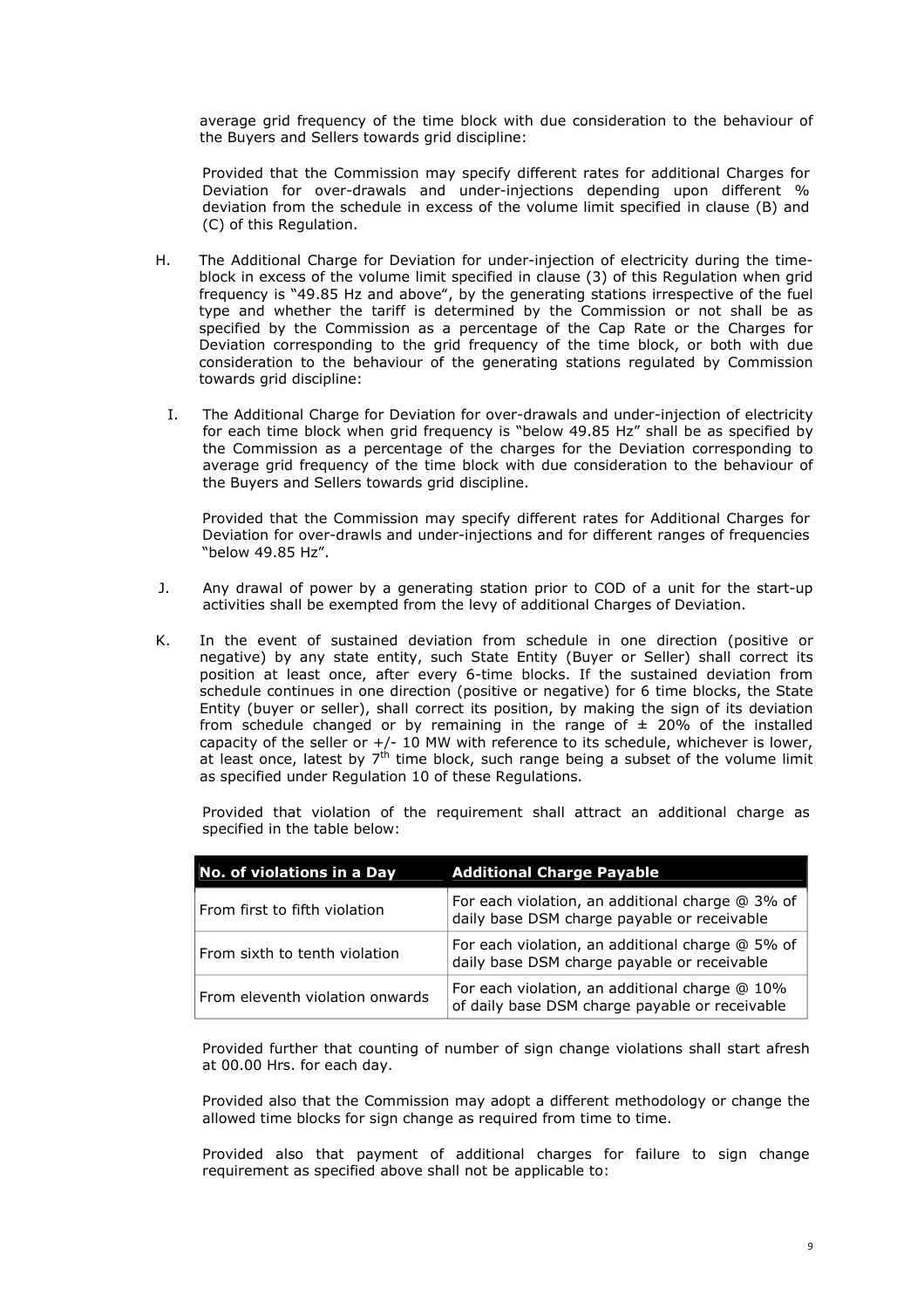average grid frequency of the time block with due consideration to the behaviour of the Buyers and Sellers towards grid discipline:

Provided that the Commission may specify different rates for additional Charges for Deviation for over-drawals and under-injections depending upon different % deviation from the schedule in excess of the volume limit specified in clause (B) and (C) of this Regulation.

H. The Additional Charge for Deviation for under-injection of electricity during the time-block in excess of the volume limit specified in clause (3) of this Regulation when grid frequency is "49.85 Hz and above", by the generating stations irrespective of the fuel type and whether the tariff is determined by the Commission or not shall be as specified by the Commission as a percentage of the Cap Rate or the Charges for Deviation corresponding to the grid frequency of the time block, or both with due consideration to the behaviour of the generating stations regulated by Commission towards grid discipline:

I. The Additional Charge for Deviation for over-drawals and under-injection of electricity for each time block when grid frequency is "below 49.85 Hz" shall be as specified by the Commission as a percentage of the charges for the Deviation corresponding to average grid frequency of the time block with due consideration to the behaviour of the Buyers and Sellers towards grid discipline.

Provided that the Commission may specify different rates for Additional Charges for Deviation for over-drawls and under-injections and for different ranges of frequencies "below 49.85 Hz".

J. Any drawal of power by a generating station prior to COD of a unit for the start-up activities shall be exempted from the levy of additional Charges of Deviation.

K. In the event of sustained deviation from schedule in one direction (positive or negative) by any state entity, such State Entity (Buyer or Seller) shall correct its position at least once, after every 6-time blocks. If the sustained deviation from schedule continues in one direction (positive or negative) for 6 time blocks, the State Entity (buyer or seller), shall correct its position, by making the sign of its deviation from schedule changed or by remaining in the range of ± 20% of the installed capacity of the seller or +/- 10 MW with reference to its schedule, whichever is lower, at least once, latest by 7th time block, such range being a subset of the volume limit as specified under Regulation 10 of these Regulations.

Provided that violation of the requirement shall attract an additional charge as specified in the table below:

| No. of violations in a Day | Additional Charge Payable |
|---|---|
| From first to fifth violation | For each violation, an additional charge @ 3% of daily base DSM charge payable or receivable |
| From sixth to tenth violation | For each violation, an additional charge @ 5% of daily base DSM charge payable or receivable |
| From eleventh violation onwards | For each violation, an additional charge @ 10% of daily base DSM charge payable or receivable |

Provided further that counting of number of sign change violations shall start afresh at 00.00 Hrs. for each day.

Provided also that the Commission may adopt a different methodology or change the allowed time blocks for sign change as required from time to time.

Provided also that payment of additional charges for failure to sign change requirement as specified above shall not be applicable to: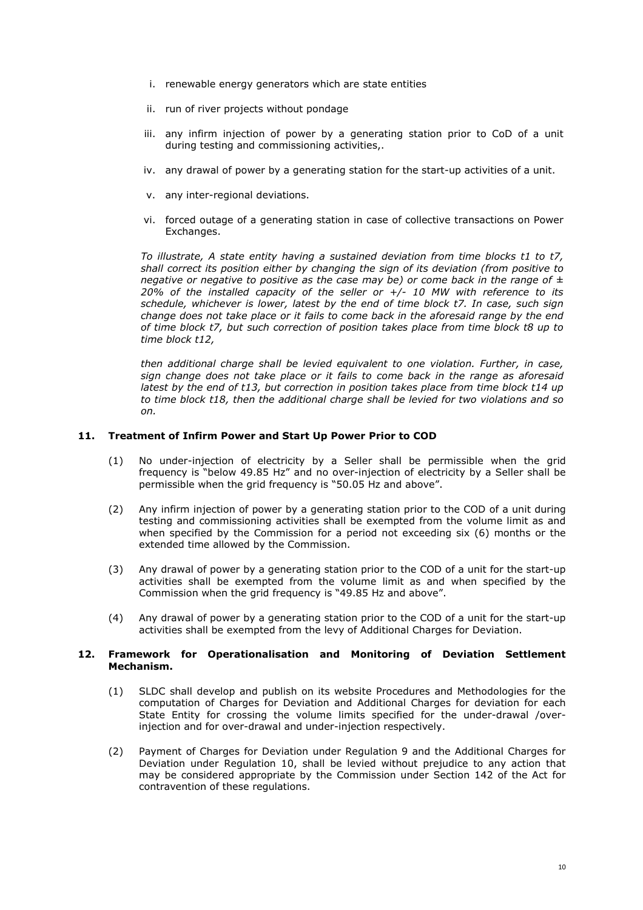i. renewable energy generators which are state entities

ii. run of river projects without pondage

iii. any infirm injection of power by a generating station prior to CoD of a unit during testing and commissioning activities,.

iv. any drawal of power by a generating station for the start-up activities of a unit.

v. any inter-regional deviations.

vi. forced outage of a generating station in case of collective transactions on Power Exchanges.

*To illustrate, A state entity having a sustained deviation from time blocks t1 to t7, shall correct its position either by changing the sign of its deviation (from positive to negative or negative to positive as the case may be) or come back in the range of ± 20% of the installed capacity of the seller or +/- 10 MW with reference to its schedule, whichever is lower, latest by the end of time block t7. In case, such sign change does not take place or it fails to come back in the aforesaid range by the end of time block t7, but such correction of position takes place from time block t8 up to time block t12,*

*then additional charge shall be levied equivalent to one violation. Further, in case, sign change does not take place or it fails to come back in the range as aforesaid latest by the end of t13, but correction in position takes place from time block t14 up to time block t18, then the additional charge shall be levied for two violations and so on.*

## 11. Treatment of Infirm Power and Start Up Power Prior to COD

(1) No under-injection of electricity by a Seller shall be permissible when the grid frequency is "below 49.85 Hz" and no over-injection of electricity by a Seller shall be permissible when the grid frequency is "50.05 Hz and above".

(2) Any infirm injection of power by a generating station prior to the COD of a unit during testing and commissioning activities shall be exempted from the volume limit as and when specified by the Commission for a period not exceeding six (6) months or the extended time allowed by the Commission.

(3) Any drawal of power by a generating station prior to the COD of a unit for the start-up activities shall be exempted from the volume limit as and when specified by the Commission when the grid frequency is "49.85 Hz and above".

(4) Any drawal of power by a generating station prior to the COD of a unit for the start-up activities shall be exempted from the levy of Additional Charges for Deviation.

## 12. Framework for Operationalisation and Monitoring of Deviation Settlement Mechanism.

(1) SLDC shall develop and publish on its website Procedures and Methodologies for the computation of Charges for Deviation and Additional Charges for deviation for each State Entity for crossing the volume limits specified for the under-drawal /over-injection and for over-drawal and under-injection respectively.

(2) Payment of Charges for Deviation under Regulation 9 and the Additional Charges for Deviation under Regulation 10, shall be levied without prejudice to any action that may be considered appropriate by the Commission under Section 142 of the Act for contravention of these regulations.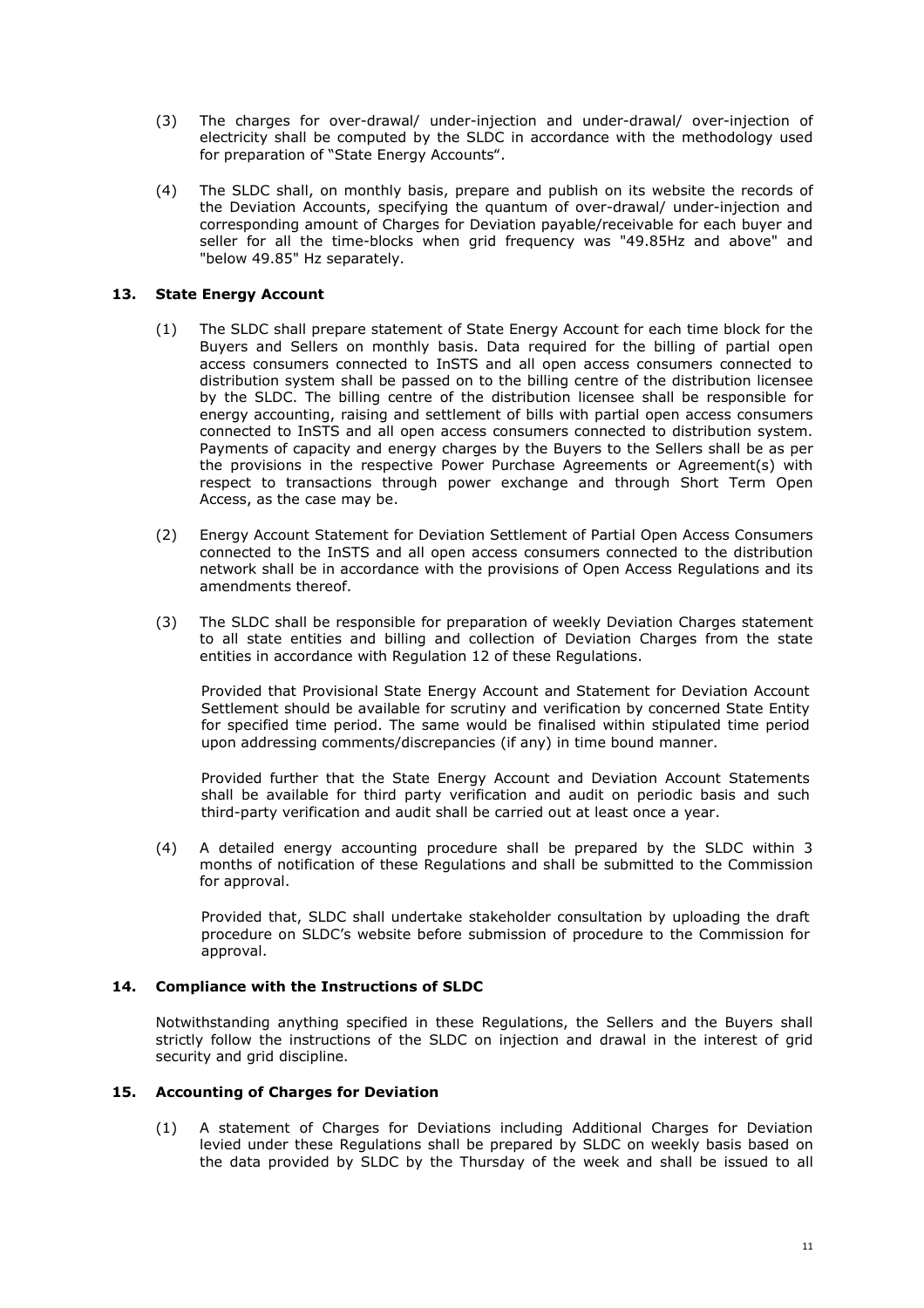(3) The charges for over-drawal/ under-injection and under-drawal/ over-injection of electricity shall be computed by the SLDC in accordance with the methodology used for preparation of "State Energy Accounts".

(4) The SLDC shall, on monthly basis, prepare and publish on its website the records of the Deviation Accounts, specifying the quantum of over-drawal/ under-injection and corresponding amount of Charges for Deviation payable/receivable for each buyer and seller for all the time-blocks when grid frequency was "49.85Hz and above" and "below 49.85" Hz separately.

## 13. State Energy Account

(1) The SLDC shall prepare statement of State Energy Account for each time block for the Buyers and Sellers on monthly basis. Data required for the billing of partial open access consumers connected to InSTS and all open access consumers connected to distribution system shall be passed on to the billing centre of the distribution licensee by the SLDC. The billing centre of the distribution licensee shall be responsible for energy accounting, raising and settlement of bills with partial open access consumers connected to InSTS and all open access consumers connected to distribution system. Payments of capacity and energy charges by the Buyers to the Sellers shall be as per the provisions in the respective Power Purchase Agreements or Agreement(s) with respect to transactions through power exchange and through Short Term Open Access, as the case may be.

(2) Energy Account Statement for Deviation Settlement of Partial Open Access Consumers connected to the InSTS and all open access consumers connected to the distribution network shall be in accordance with the provisions of Open Access Regulations and its amendments thereof.

(3) The SLDC shall be responsible for preparation of weekly Deviation Charges statement to all state entities and billing and collection of Deviation Charges from the state entities in accordance with Regulation 12 of these Regulations.

Provided that Provisional State Energy Account and Statement for Deviation Account Settlement should be available for scrutiny and verification by concerned State Entity for specified time period. The same would be finalised within stipulated time period upon addressing comments/discrepancies (if any) in time bound manner.

Provided further that the State Energy Account and Deviation Account Statements shall be available for third party verification and audit on periodic basis and such third-party verification and audit shall be carried out at least once a year.

(4) A detailed energy accounting procedure shall be prepared by the SLDC within 3 months of notification of these Regulations and shall be submitted to the Commission for approval.

Provided that, SLDC shall undertake stakeholder consultation by uploading the draft procedure on SLDC's website before submission of procedure to the Commission for approval.

## 14. Compliance with the Instructions of SLDC

Notwithstanding anything specified in these Regulations, the Sellers and the Buyers shall strictly follow the instructions of the SLDC on injection and drawal in the interest of grid security and grid discipline.

## 15. Accounting of Charges for Deviation

(1) A statement of Charges for Deviations including Additional Charges for Deviation levied under these Regulations shall be prepared by SLDC on weekly basis based on the data provided by SLDC by the Thursday of the week and shall be issued to all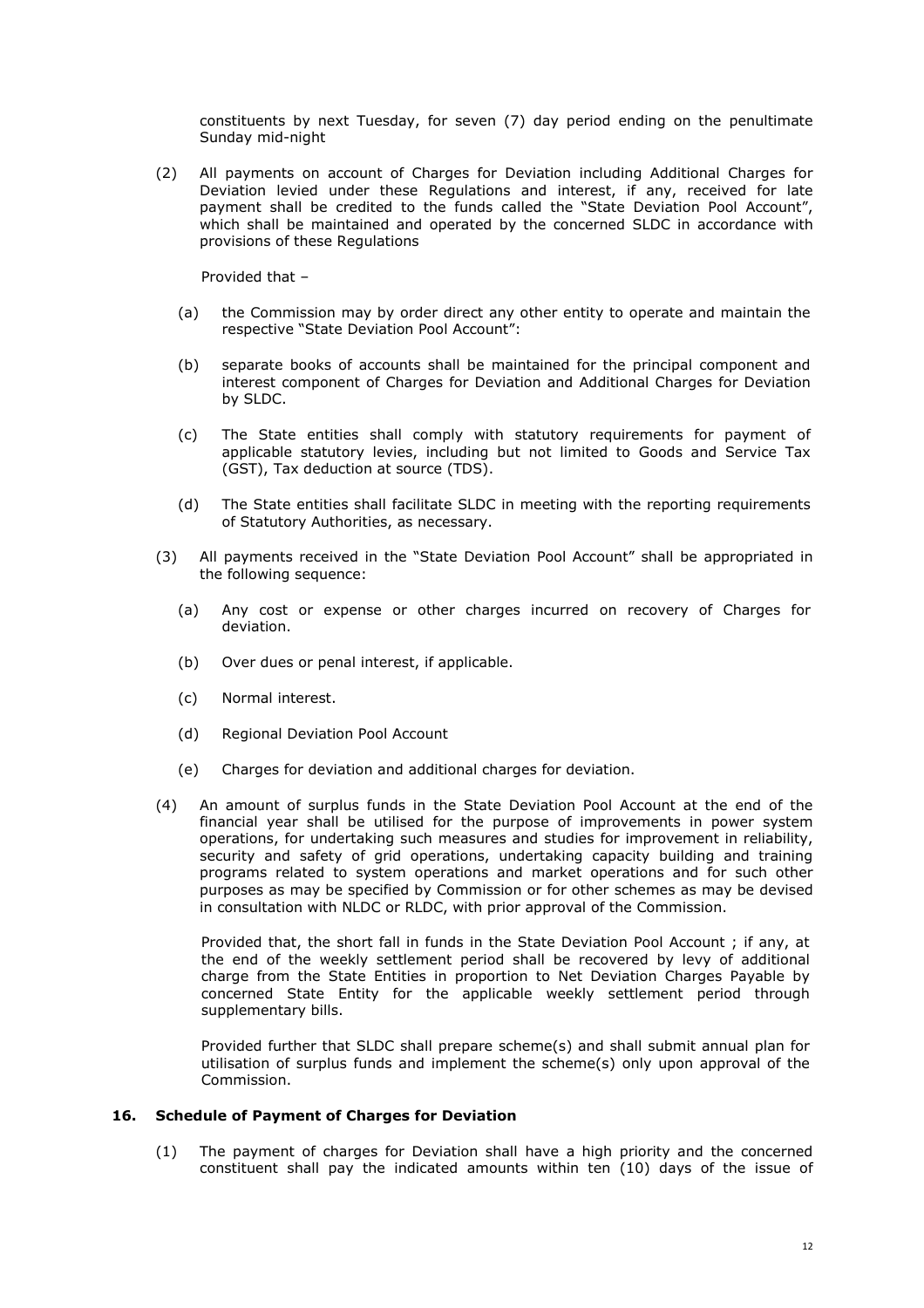constituents by next Tuesday, for seven (7) day period ending on the penultimate Sunday mid-night

(2) All payments on account of Charges for Deviation including Additional Charges for Deviation levied under these Regulations and interest, if any, received for late payment shall be credited to the funds called the "State Deviation Pool Account", which shall be maintained and operated by the concerned SLDC in accordance with provisions of these Regulations

Provided that –

(a) the Commission may by order direct any other entity to operate and maintain the respective "State Deviation Pool Account":

(b) separate books of accounts shall be maintained for the principal component and interest component of Charges for Deviation and Additional Charges for Deviation by SLDC.

(c) The State entities shall comply with statutory requirements for payment of applicable statutory levies, including but not limited to Goods and Service Tax (GST), Tax deduction at source (TDS).

(d) The State entities shall facilitate SLDC in meeting with the reporting requirements of Statutory Authorities, as necessary.

(3) All payments received in the "State Deviation Pool Account" shall be appropriated in the following sequence:

(a) Any cost or expense or other charges incurred on recovery of Charges for deviation.

(b) Over dues or penal interest, if applicable.

(c) Normal interest.

(d) Regional Deviation Pool Account

(e) Charges for deviation and additional charges for deviation.

(4) An amount of surplus funds in the State Deviation Pool Account at the end of the financial year shall be utilised for the purpose of improvements in power system operations, for undertaking such measures and studies for improvement in reliability, security and safety of grid operations, undertaking capacity building and training programs related to system operations and market operations and for such other purposes as may be specified by Commission or for other schemes as may be devised in consultation with NLDC or RLDC, with prior approval of the Commission.

Provided that, the short fall in funds in the State Deviation Pool Account ; if any, at the end of the weekly settlement period shall be recovered by levy of additional charge from the State Entities in proportion to Net Deviation Charges Payable by concerned State Entity for the applicable weekly settlement period through supplementary bills.

Provided further that SLDC shall prepare scheme(s) and shall submit annual plan for utilisation of surplus funds and implement the scheme(s) only upon approval of the Commission.

## 16. Schedule of Payment of Charges for Deviation

(1) The payment of charges for Deviation shall have a high priority and the concerned constituent shall pay the indicated amounts within ten (10) days of the issue of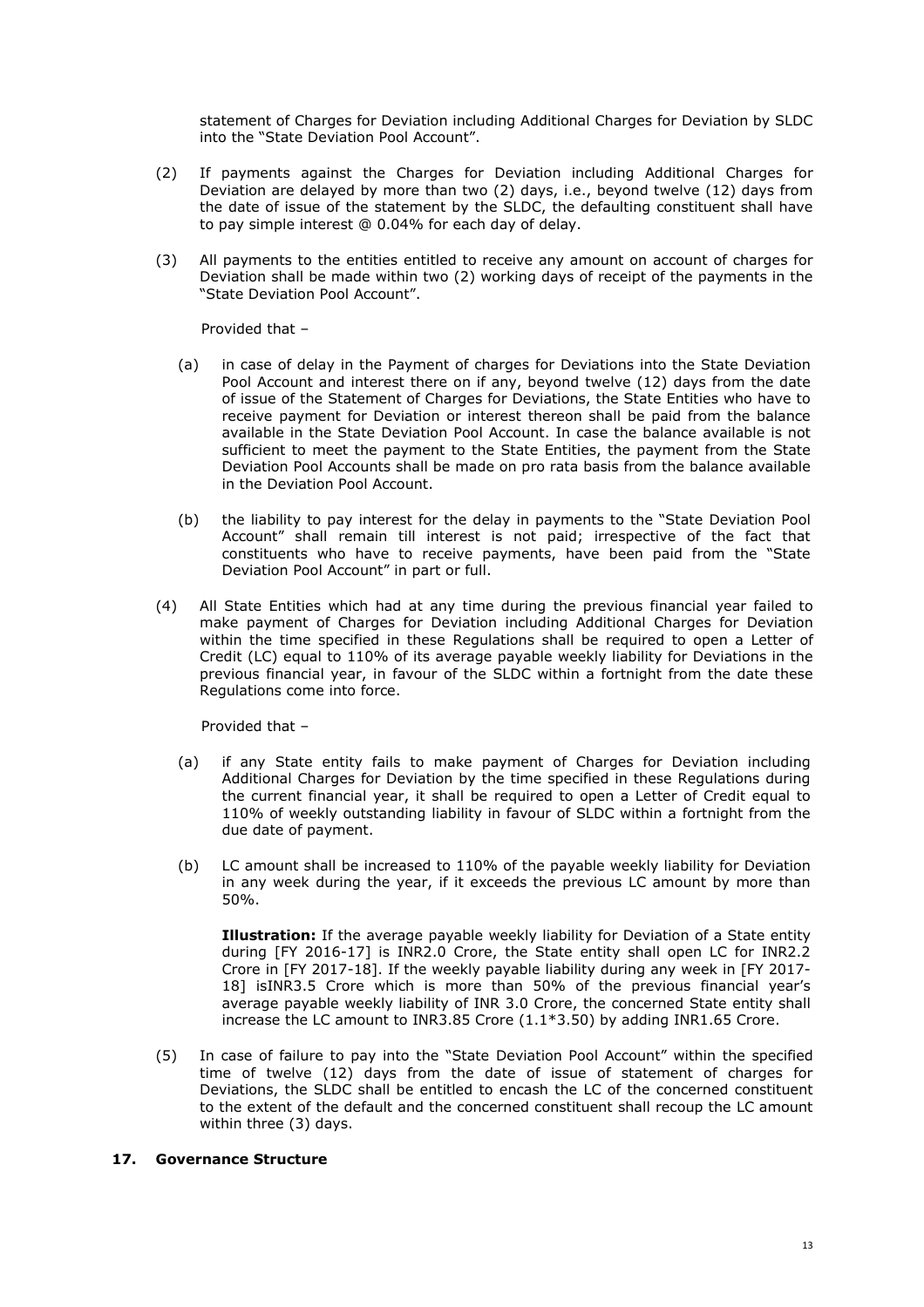statement of Charges for Deviation including Additional Charges for Deviation by SLDC into the "State Deviation Pool Account".

(2) If payments against the Charges for Deviation including Additional Charges for Deviation are delayed by more than two (2) days, i.e., beyond twelve (12) days from the date of issue of the statement by the SLDC, the defaulting constituent shall have to pay simple interest @ 0.04% for each day of delay.

(3) All payments to the entities entitled to receive any amount on account of charges for Deviation shall be made within two (2) working days of receipt of the payments in the "State Deviation Pool Account".

Provided that –

(a) in case of delay in the Payment of charges for Deviations into the State Deviation Pool Account and interest there on if any, beyond twelve (12) days from the date of issue of the Statement of Charges for Deviations, the State Entities who have to receive payment for Deviation or interest thereon shall be paid from the balance available in the State Deviation Pool Account. In case the balance available is not sufficient to meet the payment to the State Entities, the payment from the State Deviation Pool Accounts shall be made on pro rata basis from the balance available in the Deviation Pool Account.

(b) the liability to pay interest for the delay in payments to the "State Deviation Pool Account" shall remain till interest is not paid; irrespective of the fact that constituents who have to receive payments, have been paid from the "State Deviation Pool Account" in part or full.

(4) All State Entities which had at any time during the previous financial year failed to make payment of Charges for Deviation including Additional Charges for Deviation within the time specified in these Regulations shall be required to open a Letter of Credit (LC) equal to 110% of its average payable weekly liability for Deviations in the previous financial year, in favour of the SLDC within a fortnight from the date these Regulations come into force.

Provided that –

(a) if any State entity fails to make payment of Charges for Deviation including Additional Charges for Deviation by the time specified in these Regulations during the current financial year, it shall be required to open a Letter of Credit equal to 110% of weekly outstanding liability in favour of SLDC within a fortnight from the due date of payment.

(b) LC amount shall be increased to 110% of the payable weekly liability for Deviation in any week during the year, if it exceeds the previous LC amount by more than 50%.

**Illustration:** If the average payable weekly liability for Deviation of a State entity during [FY 2016-17] is INR2.0 Crore, the State entity shall open LC for INR2.2 Crore in [FY 2017-18]. If the weekly payable liability during any week in [FY 2017-18] isINR3.5 Crore which is more than 50% of the previous financial year's average payable weekly liability of INR 3.0 Crore, the concerned State entity shall increase the LC amount to INR3.85 Crore (1.1*3.50) by adding INR1.65 Crore.

(5) In case of failure to pay into the "State Deviation Pool Account" within the specified time of twelve (12) days from the date of issue of statement of charges for Deviations, the SLDC shall be entitled to encash the LC of the concerned constituent to the extent of the default and the concerned constituent shall recoup the LC amount within three (3) days.

## 17. Governance Structure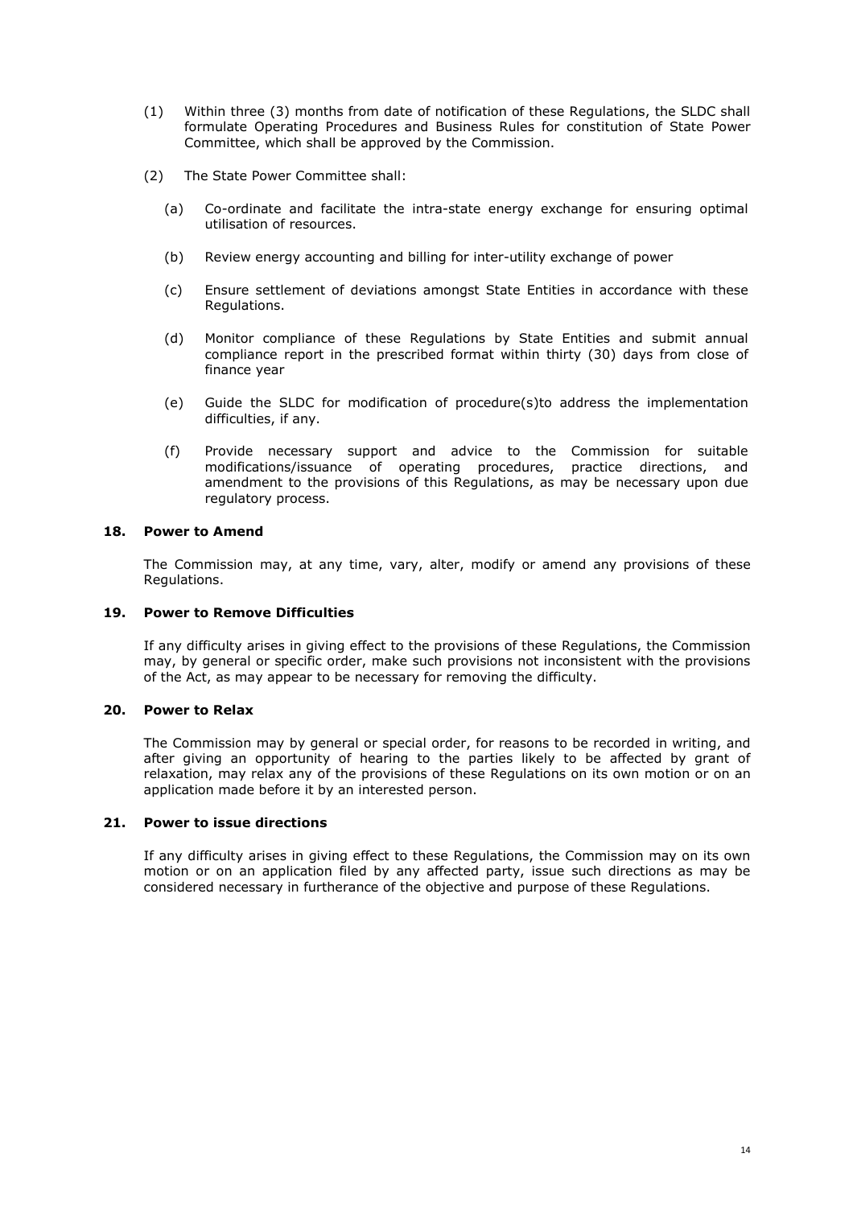(1) Within three (3) months from date of notification of these Regulations, the SLDC shall formulate Operating Procedures and Business Rules for constitution of State Power Committee, which shall be approved by the Commission.

(2) The State Power Committee shall:

   (a) Co-ordinate and facilitate the intra-state energy exchange for ensuring optimal utilisation of resources.

   (b) Review energy accounting and billing for inter-utility exchange of power

   (c) Ensure settlement of deviations amongst State Entities in accordance with these Regulations.

   (d) Monitor compliance of these Regulations by State Entities and submit annual compliance report in the prescribed format within thirty (30) days from close of finance year

   (e) Guide the SLDC for modification of procedure(s)to address the implementation difficulties, if any.

   (f) Provide necessary support and advice to the Commission for suitable modifications/issuance of operating procedures, practice directions, and amendment to the provisions of this Regulations, as may be necessary upon due regulatory process.

### 18. Power to Amend

The Commission may, at any time, vary, alter, modify or amend any provisions of these Regulations.

### 19. Power to Remove Difficulties

If any difficulty arises in giving effect to the provisions of these Regulations, the Commission may, by general or specific order, make such provisions not inconsistent with the provisions of the Act, as may appear to be necessary for removing the difficulty.

### 20. Power to Relax

The Commission may by general or special order, for reasons to be recorded in writing, and after giving an opportunity of hearing to the parties likely to be affected by grant of relaxation, may relax any of the provisions of these Regulations on its own motion or on an application made before it by an interested person.

### 21. Power to issue directions

If any difficulty arises in giving effect to these Regulations, the Commission may on its own motion or on an application filed by any affected party, issue such directions as may be considered necessary in furtherance of the objective and purpose of these Regulations.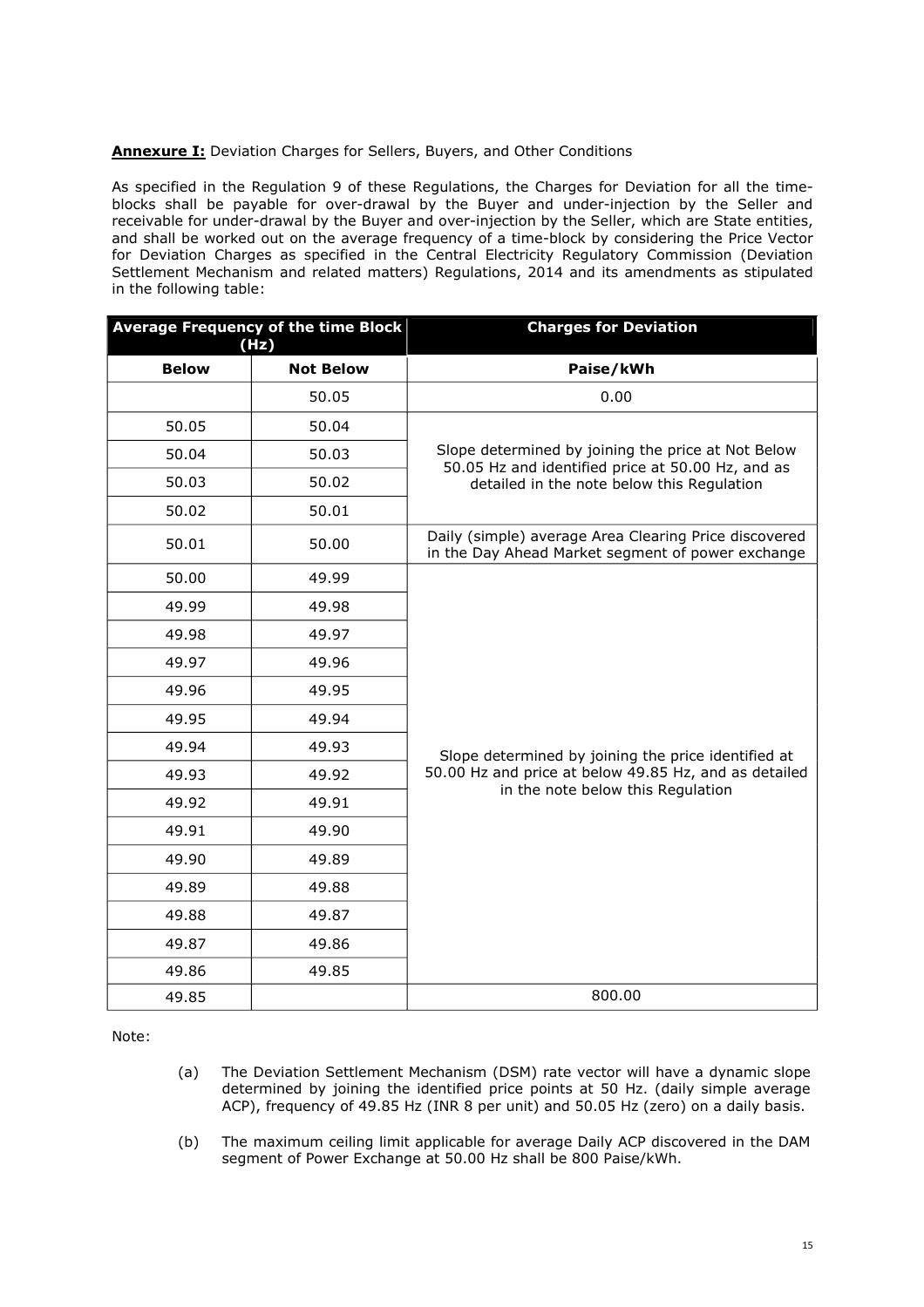**Annexure I:** Deviation Charges for Sellers, Buyers, and Other Conditions

As specified in the Regulation 9 of these Regulations, the Charges for Deviation for all the time-blocks shall be payable for over-drawal by the Buyer and under-injection by the Seller and receivable for under-drawal by the Buyer and over-injection by the Seller, which are State entities, and shall be worked out on the average frequency of a time-block by considering the Price Vector for Deviation Charges as specified in the Central Electricity Regulatory Commission (Deviation Settlement Mechanism and related matters) Regulations, 2014 and its amendments as stipulated in the following table:

| Average Frequency of the time Block (Hz) | | Charges for Deviation |
|---|---|---|
| **Below** | **Not Below** | **Paise/kWh** |
| | 50.05 | 0.00 |
| 50.05 | 50.04 | Slope determined by joining the price at Not Below 50.05 Hz and identified price at 50.00 Hz, and as detailed in the note below this Regulation |
| 50.04 | 50.03 | |
| 50.03 | 50.02 | |
| 50.02 | 50.01 | |
| 50.01 | 50.00 | Daily (simple) average Area Clearing Price discovered in the Day Ahead Market segment of power exchange |
| 50.00 | 49.99 | Slope determined by joining the price identified at 50.00 Hz and price at below 49.85 Hz, and as detailed in the note below this Regulation |
| 49.99 | 49.98 | |
| 49.98 | 49.97 | |
| 49.97 | 49.96 | |
| 49.96 | 49.95 | |
| 49.95 | 49.94 | |
| 49.94 | 49.93 | |
| 49.93 | 49.92 | |
| 49.92 | 49.91 | |
| 49.91 | 49.90 | |
| 49.90 | 49.89 | |
| 49.89 | 49.88 | |
| 49.88 | 49.87 | |
| 49.87 | 49.86 | |
| 49.86 | 49.85 | |
| 49.85 | | 800.00 |

Note:

(a) The Deviation Settlement Mechanism (DSM) rate vector will have a dynamic slope determined by joining the identified price points at 50 Hz. (daily simple average ACP), frequency of 49.85 Hz (INR 8 per unit) and 50.05 Hz (zero) on a daily basis.

(b) The maximum ceiling limit applicable for average Daily ACP discovered in the DAM segment of Power Exchange at 50.00 Hz shall be 800 Paise/kWh.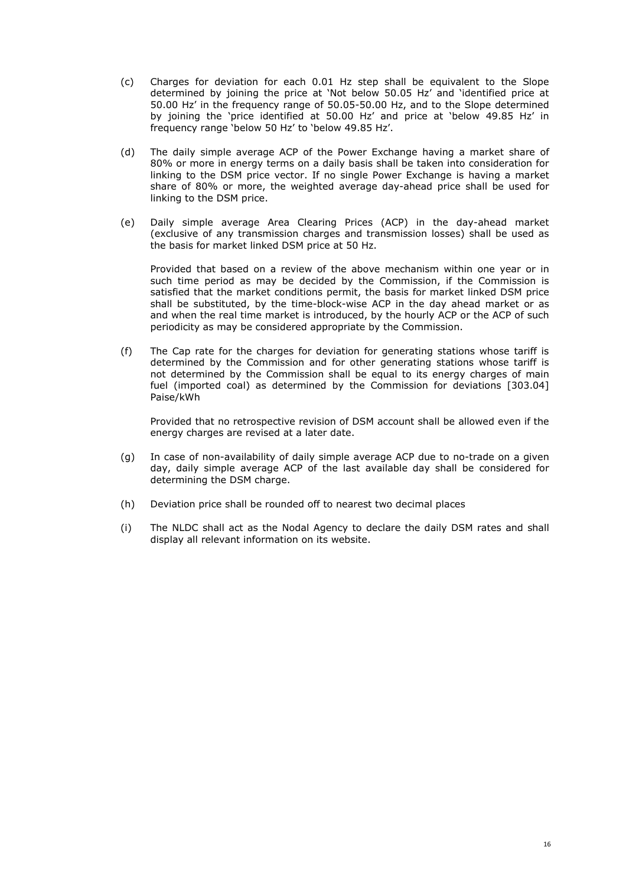(c) Charges for deviation for each 0.01 Hz step shall be equivalent to the Slope determined by joining the price at 'Not below 50.05 Hz' and 'identified price at 50.00 Hz' in the frequency range of 50.05-50.00 Hz, and to the Slope determined by joining the 'price identified at 50.00 Hz' and price at 'below 49.85 Hz' in frequency range 'below 50 Hz' to 'below 49.85 Hz'.

(d) The daily simple average ACP of the Power Exchange having a market share of 80% or more in energy terms on a daily basis shall be taken into consideration for linking to the DSM price vector. If no single Power Exchange is having a market share of 80% or more, the weighted average day-ahead price shall be used for linking to the DSM price.

(e) Daily simple average Area Clearing Prices (ACP) in the day-ahead market (exclusive of any transmission charges and transmission losses) shall be used as the basis for market linked DSM price at 50 Hz.

Provided that based on a review of the above mechanism within one year or in such time period as may be decided by the Commission, if the Commission is satisfied that the market conditions permit, the basis for market linked DSM price shall be substituted, by the time-block-wise ACP in the day ahead market or as and when the real time market is introduced, by the hourly ACP or the ACP of such periodicity as may be considered appropriate by the Commission.

(f) The Cap rate for the charges for deviation for generating stations whose tariff is determined by the Commission and for other generating stations whose tariff is not determined by the Commission shall be equal to its energy charges of main fuel (imported coal) as determined by the Commission for deviations [303.04] Paise/kWh

Provided that no retrospective revision of DSM account shall be allowed even if the energy charges are revised at a later date.

(g) In case of non-availability of daily simple average ACP due to no-trade on a given day, daily simple average ACP of the last available day shall be considered for determining the DSM charge.

(h) Deviation price shall be rounded off to nearest two decimal places

(i) The NLDC shall act as the Nodal Agency to declare the daily DSM rates and shall display all relevant information on its website.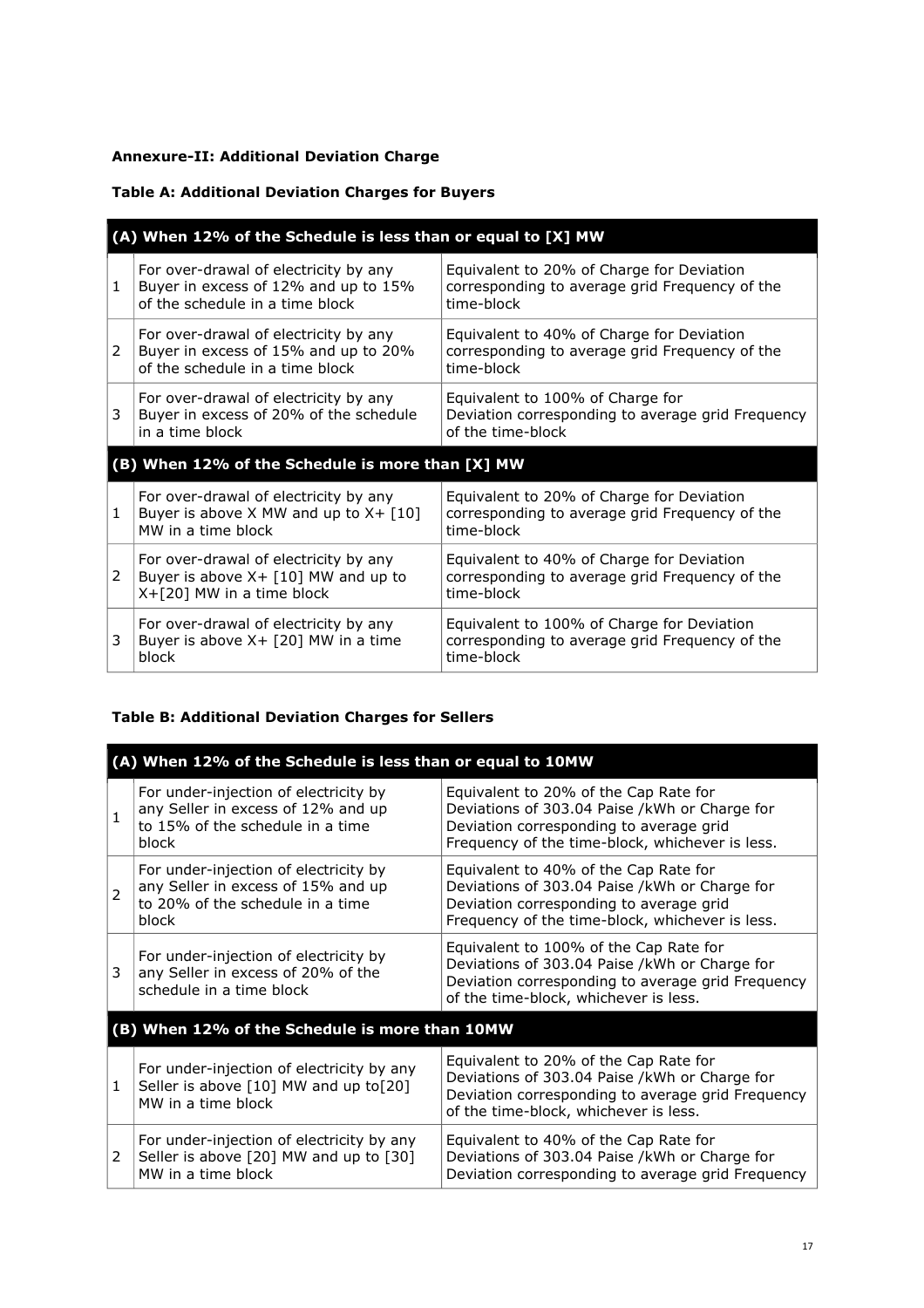**Annexure-II: Additional Deviation Charge**

**Table A: Additional Deviation Charges for Buyers**

| **(A) When 12% of the Schedule is less than or equal to [X] MW** | | |
|---|---|---|
| 1 | For over-drawal of electricity by any Buyer in excess of 12% and up to 15% of the schedule in a time block | Equivalent to 20% of Charge for Deviation corresponding to average grid Frequency of the time-block |
| 2 | For over-drawal of electricity by any Buyer in excess of 15% and up to 20% of the schedule in a time block | Equivalent to 40% of Charge for Deviation corresponding to average grid Frequency of the time-block |
| 3 | For over-drawal of electricity by any Buyer in excess of 20% of the schedule in a time block | Equivalent to 100% of Charge for Deviation corresponding to average grid Frequency of the time-block |
| **(B) When 12% of the Schedule is more than [X] MW** | | |
| 1 | For over-drawal of electricity by any Buyer is above X MW and up to X+ [10] MW in a time block | Equivalent to 20% of Charge for Deviation corresponding to average grid Frequency of the time-block |
| 2 | For over-drawal of electricity by any Buyer is above X+ [10] MW and up to X+[20] MW in a time block | Equivalent to 40% of Charge for Deviation corresponding to average grid Frequency of the time-block |
| 3 | For over-drawal of electricity by any Buyer is above X+ [20] MW in a time block | Equivalent to 100% of Charge for Deviation corresponding to average grid Frequency of the time-block |

**Table B: Additional Deviation Charges for Sellers**

| **(A) When 12% of the Schedule is less than or equal to 10MW** | | |
|---|---|---|
| 1 | For under-injection of electricity by any Seller in excess of 12% and up to 15% of the schedule in a time block | Equivalent to 20% of the Cap Rate for Deviations of 303.04 Paise /kWh or Charge for Deviation corresponding to average grid Frequency of the time-block, whichever is less. |
| 2 | For under-injection of electricity by any Seller in excess of 15% and up to 20% of the schedule in a time block | Equivalent to 40% of the Cap Rate for Deviations of 303.04 Paise /kWh or Charge for Deviation corresponding to average grid Frequency of the time-block, whichever is less. |
| 3 | For under-injection of electricity by any Seller in excess of 20% of the schedule in a time block | Equivalent to 100% of the Cap Rate for Deviations of 303.04 Paise /kWh or Charge for Deviation corresponding to average grid Frequency of the time-block, whichever is less. |
| **(B) When 12% of the Schedule is more than 10MW** | | |
| 1 | For under-injection of electricity by any Seller is above [10] MW and up to[20] MW in a time block | Equivalent to 20% of the Cap Rate for Deviations of 303.04 Paise /kWh or Charge for Deviation corresponding to average grid Frequency of the time-block, whichever is less. |
| 2 | For under-injection of electricity by any Seller is above [20] MW and up to [30] MW in a time block | Equivalent to 40% of the Cap Rate for Deviations of 303.04 Paise /kWh or Charge for Deviation corresponding to average grid Frequency |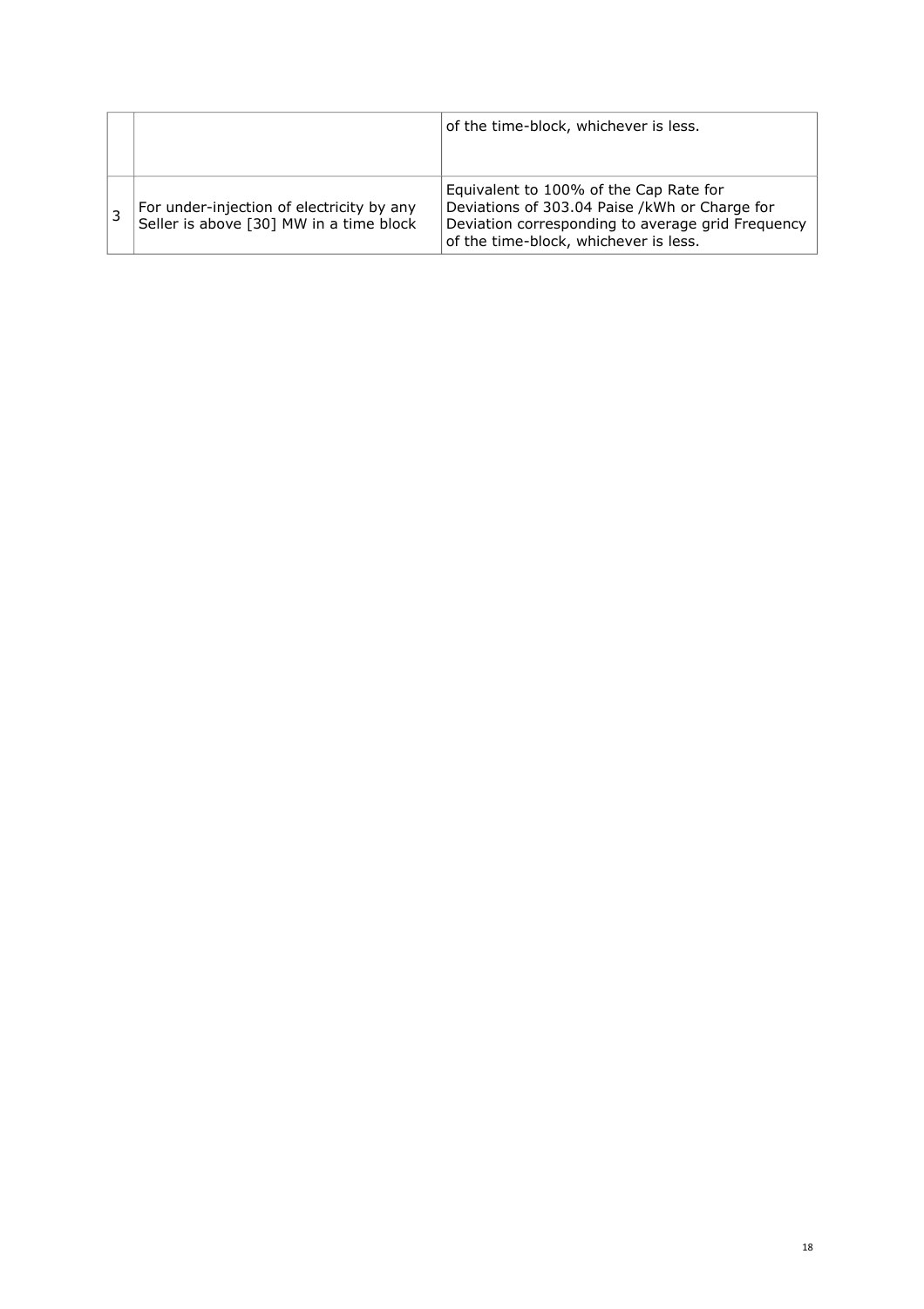| | | |
|---|---|---|
| | | of the time-block, whichever is less. |
| 3 | For under-injection of electricity by any Seller is above [30] MW in a time block | Equivalent to 100% of the Cap Rate for Deviations of 303.04 Paise /kWh or Charge for Deviation corresponding to average grid Frequency of the time-block, whichever is less. |